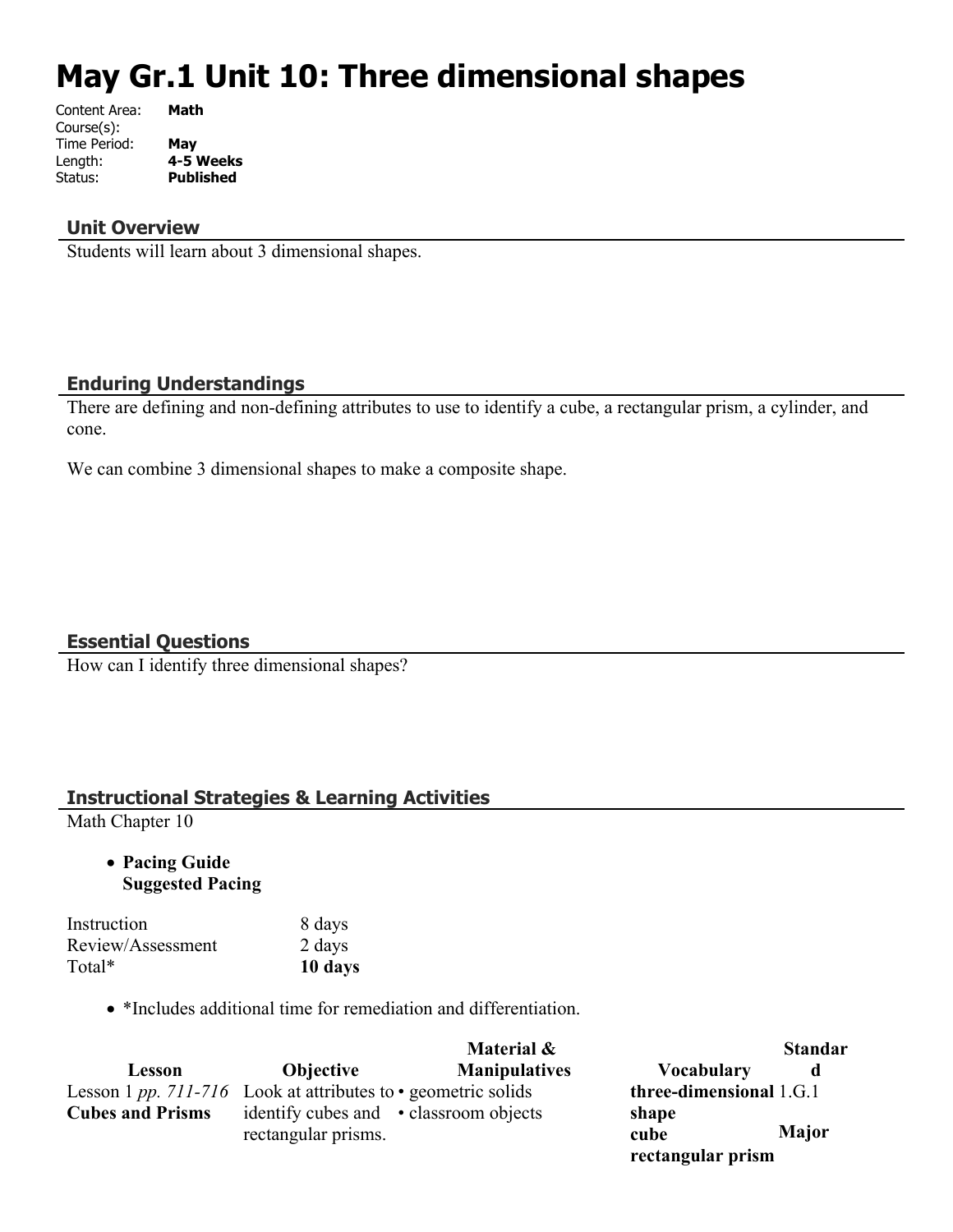# May Gr.1 Unit 10: Three dimensional shapes

Content Area: **Math**
Course(s):
Time Period: **May**
Length: **4-5 Weeks**
Status: **Published**

## Unit Overview

Students will learn about 3 dimensional shapes.

## Enduring Understandings

There are defining and non-defining attributes to use to identify a cube, a rectangular prism, a cylinder, and cone.

We can combine 3 dimensional shapes to make a composite shape.

## Essential Questions

How can I identify three dimensional shapes?

## Instructional Strategies & Learning Activities

Math Chapter 10

- **Pacing Guide Suggested Pacing**

| | |
|---|---|
| Instruction | 8 days |
| Review/Assessment | 2 days |
| Total* | **10 days** |

- *Includes additional time for remediation and differentiation.

| Lesson | Objective | Material & Manipulatives | Vocabulary | Standard |
|---|---|---|---|---|
| Lesson 1 *pp. 711-716* **Cubes and Prisms** | Look at attributes to identify cubes and rectangular prisms. | • geometric solids • classroom objects | **three-dimensional shape cube rectangular prism** | 1.G.1 **Major** |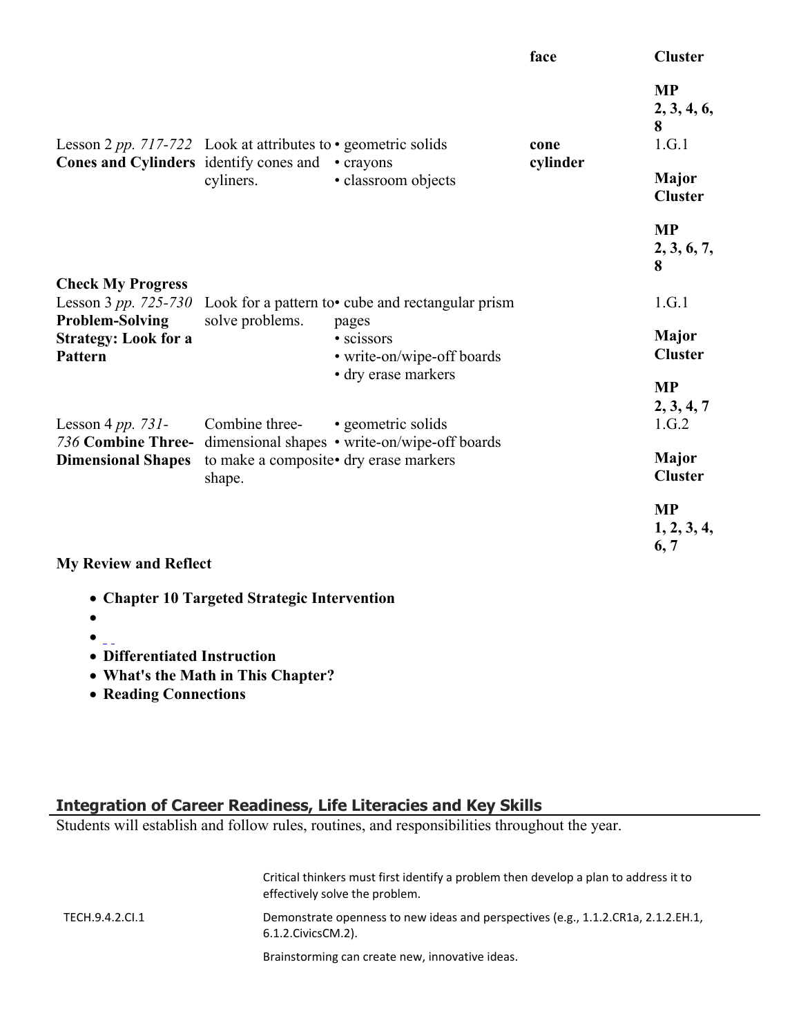| | | | | |
|---|---|---|---|---|
| | | | face | **Cluster**<br><br>**MP 2, 3, 4, 6, 8** |
| Lesson 2 *pp. 717-722* **Cones and Cylinders** | Look at attributes to identify cones and cyliners. | • geometric solids<br>• crayons<br>• classroom objects | **cone**<br>**cylinder** | 1.G.1<br><br>**Major Cluster**<br><br>**MP 2, 3, 6, 7, 8** |
| **Check My Progress** | | | | |
| Lesson 3 *pp. 725-730* **Problem-Solving Strategy: Look for a Pattern** | Look for a pattern to solve problems. | • cube and rectangular prism pages<br>• scissors<br>• write-on/wipe-off boards<br>• dry erase markers | | 1.G.1<br><br>**Major Cluster**<br><br>**MP 2, 3, 4, 7** |
| Lesson 4 *pp. 731-736* **Combine Three-Dimensional Shapes** | Combine three-dimensional shapes to make a composite shape. | • geometric solids<br>• write-on/wipe-off boards<br>• dry erase markers | | 1.G.2<br><br>**Major Cluster**<br><br>**MP 1, 2, 3, 4, 6, 7** |

**My Review and Reflect**

- **Chapter 10 Targeted Strategic Intervention**
- 
- 
- **Differentiated Instruction**
- **What's the Math in This Chapter?**
- **Reading Connections**

## Integration of Career Readiness, Life Literacies and Key Skills

Students will establish and follow rules, routines, and responsibilities throughout the year.

| | |
|---|---|
| | Critical thinkers must first identify a problem then develop a plan to address it to effectively solve the problem. |
| TECH.9.4.2.CI.1 | Demonstrate openness to new ideas and perspectives (e.g., 1.1.2.CR1a, 2.1.2.EH.1, 6.1.2.CivicsCM.2). |
| | Brainstorming can create new, innovative ideas. |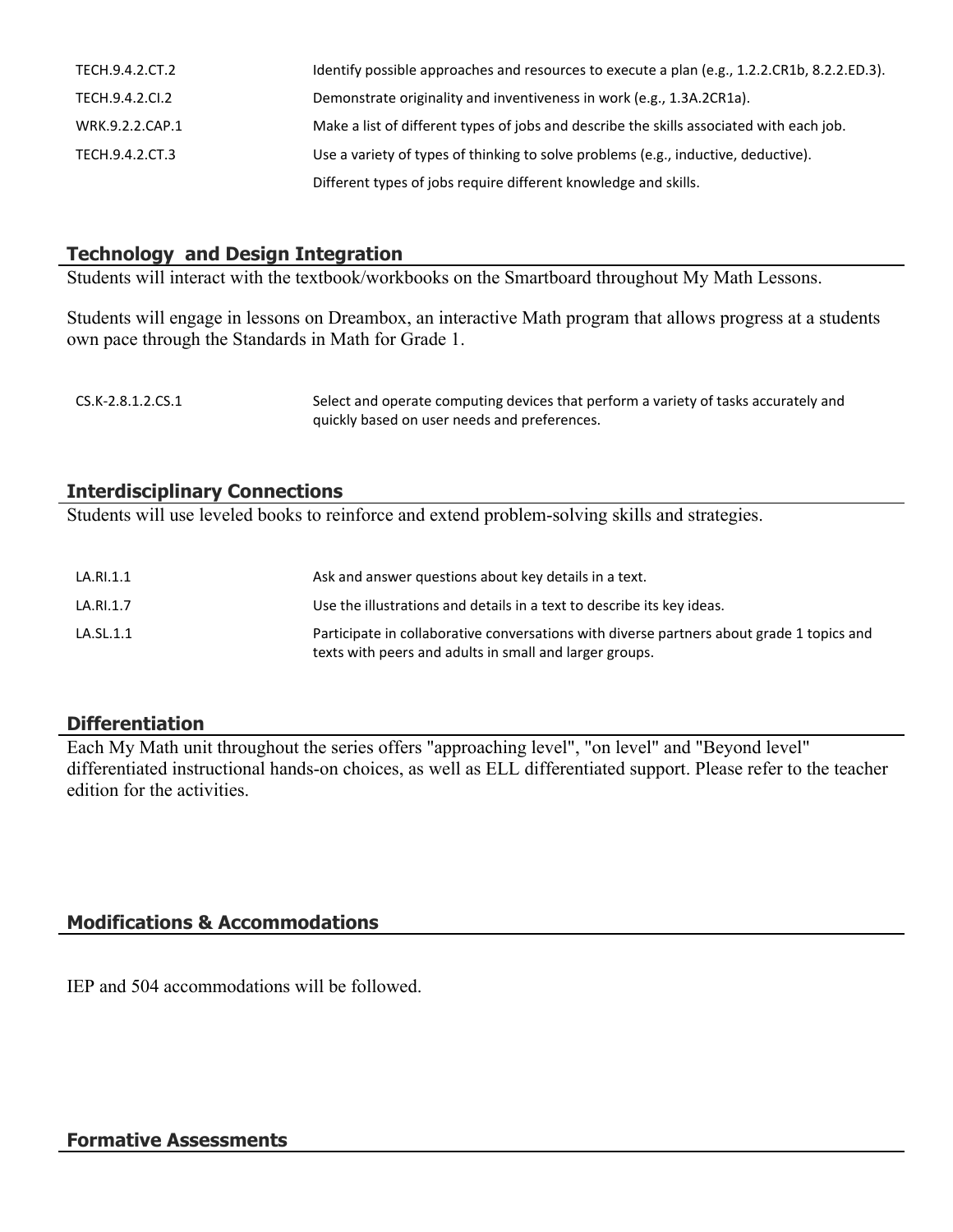| | |
|---|---|
| TECH.9.4.2.CT.2 | Identify possible approaches and resources to execute a plan (e.g., 1.2.2.CR1b, 8.2.2.ED.3). |
| TECH.9.4.2.CI.2 | Demonstrate originality and inventiveness in work (e.g., 1.3A.2CR1a). |
| WRK.9.2.2.CAP.1 | Make a list of different types of jobs and describe the skills associated with each job. |
| TECH.9.4.2.CT.3 | Use a variety of types of thinking to solve problems (e.g., inductive, deductive). |
| | Different types of jobs require different knowledge and skills. |

## Technology and Design Integration

Students will interact with the textbook/workbooks on the Smartboard throughout My Math Lessons.

Students will engage in lessons on Dreambox, an interactive Math program that allows progress at a students own pace through the Standards in Math for Grade 1.

| | |
|---|---|
| CS.K-2.8.1.2.CS.1 | Select and operate computing devices that perform a variety of tasks accurately and quickly based on user needs and preferences. |

## Interdisciplinary Connections

Students will use leveled books to reinforce and extend problem-solving skills and strategies.

| | |
|---|---|
| LA.RI.1.1 | Ask and answer questions about key details in a text. |
| LA.RI.1.7 | Use the illustrations and details in a text to describe its key ideas. |
| LA.SL.1.1 | Participate in collaborative conversations with diverse partners about grade 1 topics and texts with peers and adults in small and larger groups. |

## Differentiation

Each My Math unit throughout the series offers "approaching level", "on level" and "Beyond level" differentiated instructional hands-on choices, as well as ELL differentiated support. Please refer to the teacher edition for the activities.

## Modifications & Accommodations

IEP and 504 accommodations will be followed.

## Formative Assessments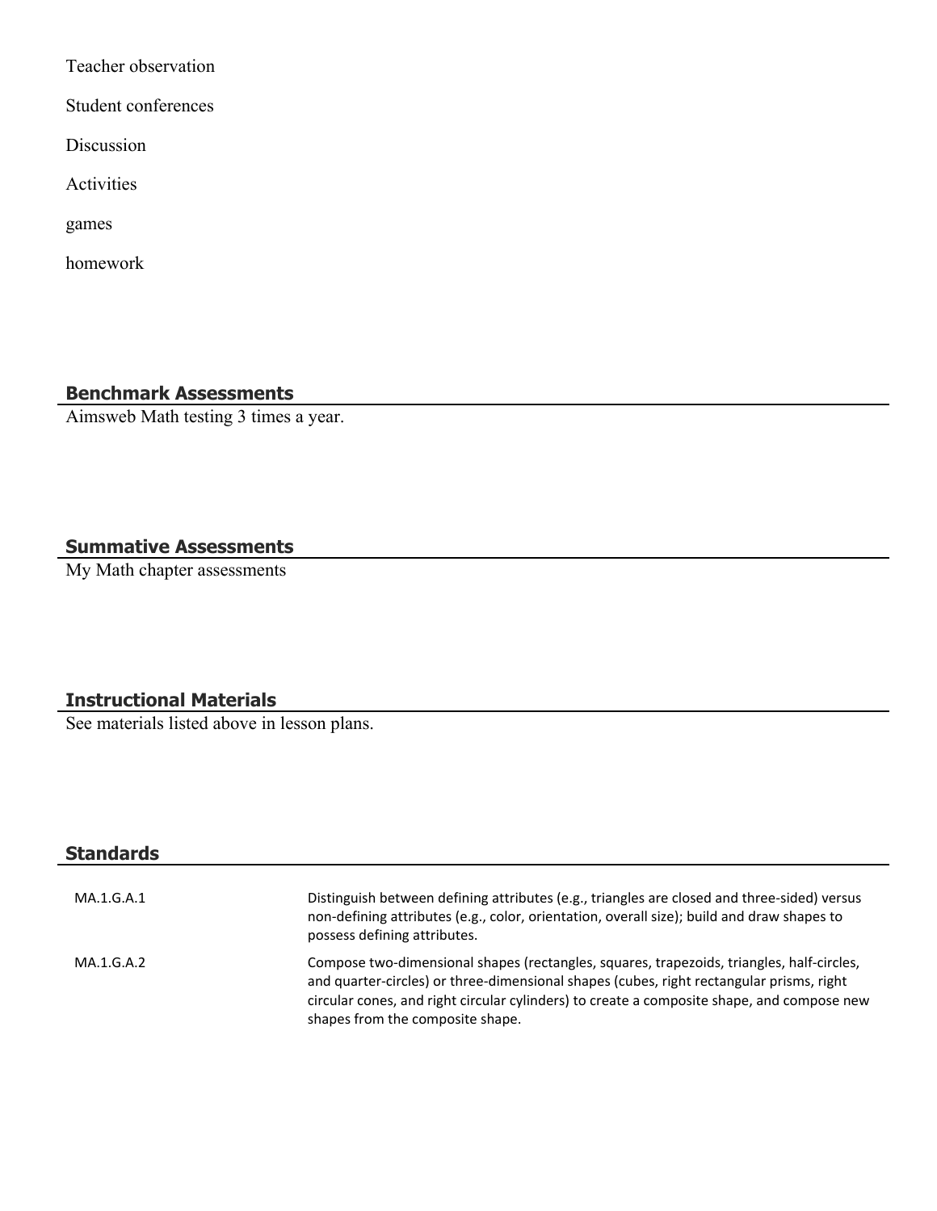Teacher observation

Student conferences

Discussion

Activities

games

homework

## Benchmark Assessments

Aimsweb Math testing 3 times a year.

## Summative Assessments

My Math chapter assessments

## Instructional Materials

See materials listed above in lesson plans.

## Standards

| | |
|---|---|
| MA.1.G.A.1 | Distinguish between defining attributes (e.g., triangles are closed and three-sided) versus non-defining attributes (e.g., color, orientation, overall size); build and draw shapes to possess defining attributes. |
| MA.1.G.A.2 | Compose two-dimensional shapes (rectangles, squares, trapezoids, triangles, half-circles, and quarter-circles) or three-dimensional shapes (cubes, right rectangular prisms, right circular cones, and right circular cylinders) to create a composite shape, and compose new shapes from the composite shape. |